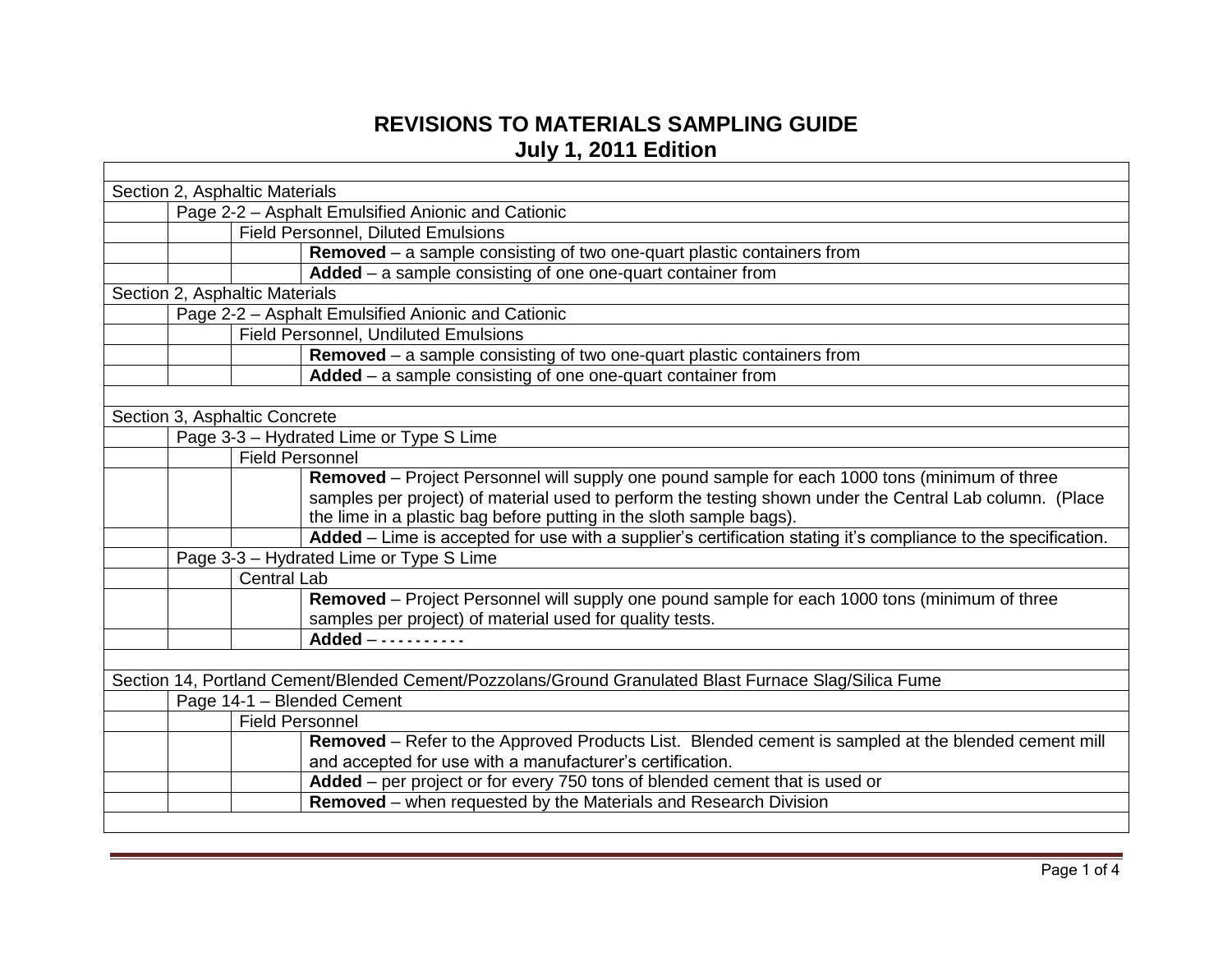# REVISIONS TO MATERIALS SAMPLING GUIDE
## July 1, 2011 Edition

| | | | |
|---|---|---|---|
| Section 2, Asphaltic Materials | | | |
| | Page 2-2 – Asphalt Emulsified Anionic and Cationic | | |
| | | Field Personnel, Diluted Emulsions | |
| | | | **Removed** – a sample consisting of two one-quart plastic containers from |
| | | | **Added** – a sample consisting of one one-quart container from |
| Section 2, Asphaltic Materials | | | |
| | Page 2-2 – Asphalt Emulsified Anionic and Cationic | | |
| | | Field Personnel, Undiluted Emulsions | |
| | | | **Removed** – a sample consisting of two one-quart plastic containers from |
| | | | **Added** – a sample consisting of one one-quart container from |
| | | | |
| Section 3, Asphaltic Concrete | | | |
| | Page 3-3 – Hydrated Lime or Type S Lime | | |
| | | Field Personnel | |
| | | | **Removed** – Project Personnel will supply one pound sample for each 1000 tons (minimum of three samples per project) of material used to perform the testing shown under the Central Lab column. (Place the lime in a plastic bag before putting in the sloth sample bags). |
| | | | **Added** – Lime is accepted for use with a supplier's certification stating it's compliance to the specification. |
| | Page 3-3 – Hydrated Lime or Type S Lime | | |
| | | Central Lab | |
| | | | **Removed** – Project Personnel will supply one pound sample for each 1000 tons (minimum of three samples per project) of material used for quality tests. |
| | | | **Added** – - - - - - - - - - - |
| | | | |
| Section 14, Portland Cement/Blended Cement/Pozzolans/Ground Granulated Blast Furnace Slag/Silica Fume | | | |
| | Page 14-1 – Blended Cement | | |
| | | Field Personnel | |
| | | | **Removed** – Refer to the Approved Products List. Blended cement is sampled at the blended cement mill and accepted for use with a manufacturer's certification. |
| | | | **Added** – per project or for every 750 tons of blended cement that is used or |
| | | | **Removed** – when requested by the Materials and Research Division |
| | | | |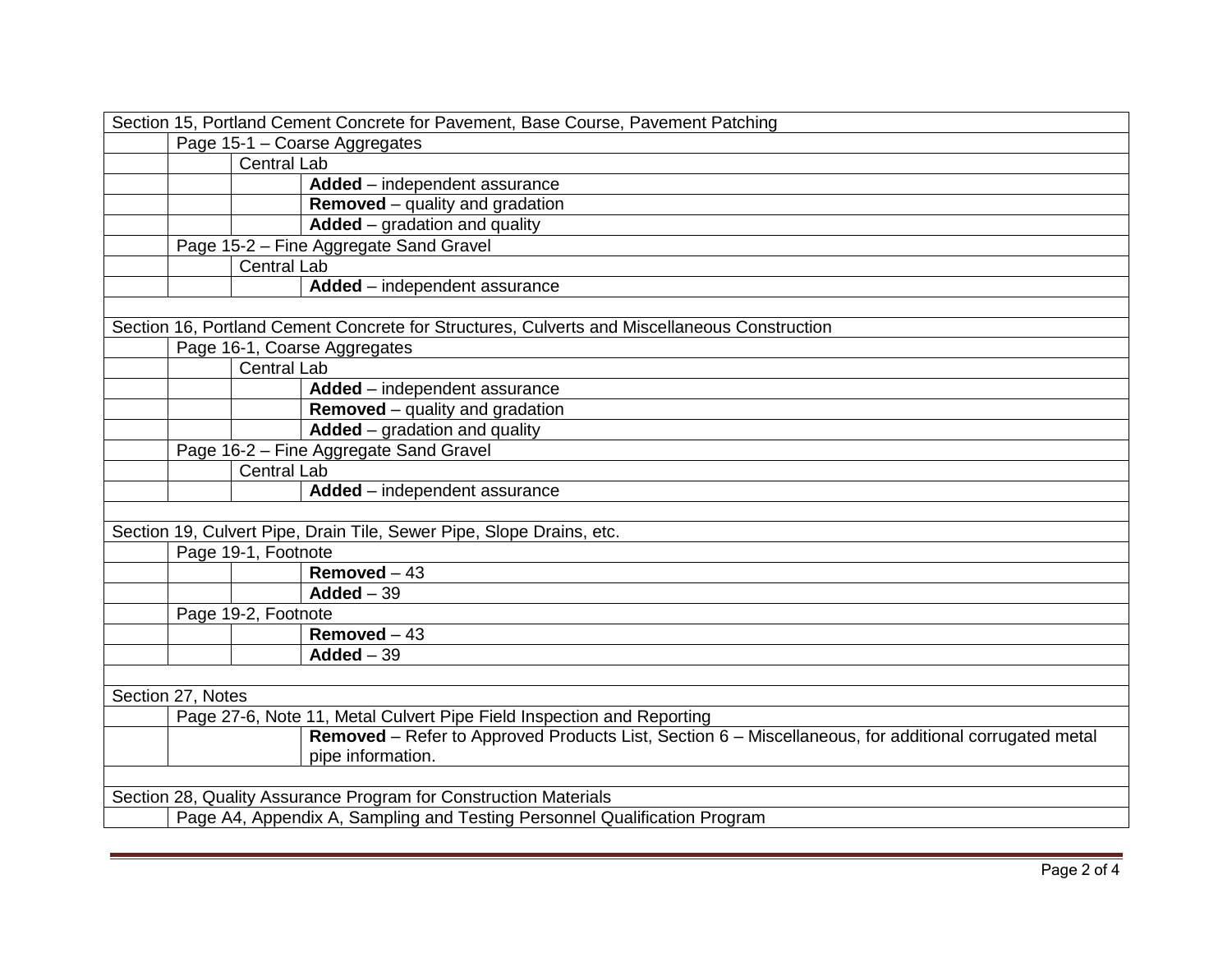| | | | |
|---|---|---|---|
| Section 15, Portland Cement Concrete for Pavement, Base Course, Pavement Patching | | | |
| | Page 15-1 – Coarse Aggregates | | |
| | | Central Lab | |
| | | | **Added** – independent assurance |
| | | | **Removed** – quality and gradation |
| | | | **Added** – gradation and quality |
| | Page 15-2 – Fine Aggregate Sand Gravel | | |
| | | Central Lab | |
| | | | **Added** – independent assurance |
| | | | |
| Section 16, Portland Cement Concrete for Structures, Culverts and Miscellaneous Construction | | | |
| | Page 16-1, Coarse Aggregates | | |
| | | Central Lab | |
| | | | **Added** – independent assurance |
| | | | **Removed** – quality and gradation |
| | | | **Added** – gradation and quality |
| | Page 16-2 – Fine Aggregate Sand Gravel | | |
| | | Central Lab | |
| | | | **Added** – independent assurance |
| | | | |
| Section 19, Culvert Pipe, Drain Tile, Sewer Pipe, Slope Drains, etc. | | | |
| | Page 19-1, Footnote | | |
| | | | **Removed** – 43 |
| | | | **Added** – 39 |
| | Page 19-2, Footnote | | |
| | | | **Removed** – 43 |
| | | | **Added** – 39 |
| | | | |
| Section 27, Notes | | | |
| | Page 27-6, Note 11, Metal Culvert Pipe Field Inspection and Reporting | | |
| | | | **Removed** – Refer to Approved Products List, Section 6 – Miscellaneous, for additional corrugated metal pipe information. |
| | | | |
| Section 28, Quality Assurance Program for Construction Materials | | | |
| | Page A4, Appendix A, Sampling and Testing Personnel Qualification Program | | |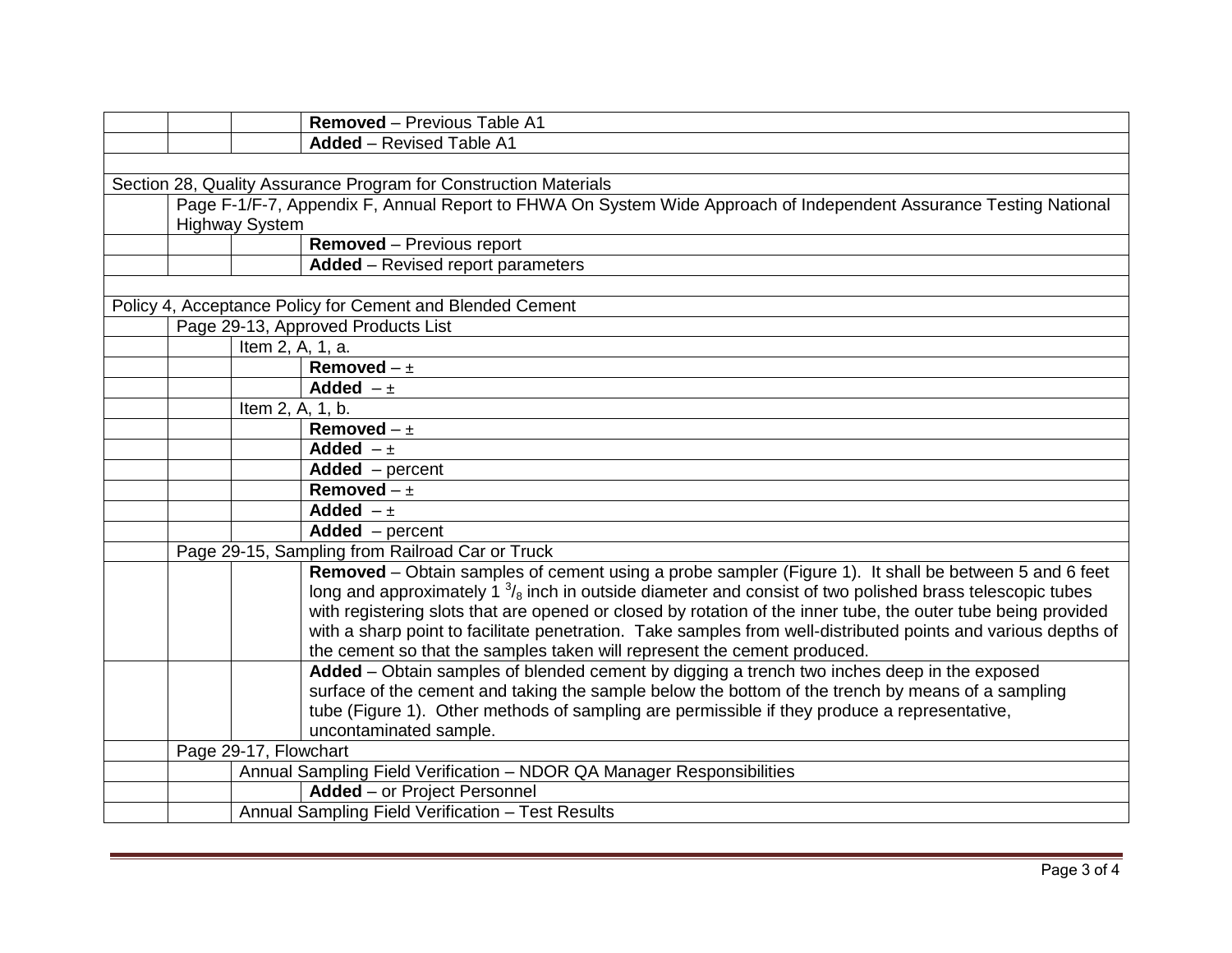| | | | |
|---|---|---|---|
| | | | **Removed** – Previous Table A1 |
| | | | **Added** – Revised Table A1 |
| | | | |
| Section 28, Quality Assurance Program for Construction Materials | | | |
| | Page F-1/F-7, Appendix F, Annual Report to FHWA On System Wide Approach of Independent Assurance Testing National Highway System | | |
| | | | **Removed** – Previous report |
| | | | **Added** – Revised report parameters |
| | | | |
| Policy 4, Acceptance Policy for Cement and Blended Cement | | | |
| | Page 29-13, Approved Products List | | |
| | | Item 2, A, 1, a. | |
| | | | **Removed** – ± |
| | | | **Added** – ± |
| | | Item 2, A, 1, b. | |
| | | | **Removed** – ± |
| | | | **Added** – ± |
| | | | **Added** – percent |
| | | | **Removed** – ± |
| | | | **Added** – ± |
| | | | **Added** – percent |
| | Page 29-15, Sampling from Railroad Car or Truck | | |
| | | | **Removed** – Obtain samples of cement using a probe sampler (Figure 1). It shall be between 5 and 6 feet long and approximately 1 $^{3}/_{8}$ inch in outside diameter and consist of two polished brass telescopic tubes with registering slots that are opened or closed by rotation of the inner tube, the outer tube being provided with a sharp point to facilitate penetration. Take samples from well-distributed points and various depths of the cement so that the samples taken will represent the cement produced. |
| | | | **Added** – Obtain samples of blended cement by digging a trench two inches deep in the exposed surface of the cement and taking the sample below the bottom of the trench by means of a sampling tube (Figure 1). Other methods of sampling are permissible if they produce a representative, uncontaminated sample. |
| | Page 29-17, Flowchart | | |
| | | Annual Sampling Field Verification – NDOR QA Manager Responsibilities | |
| | | | **Added** – or Project Personnel |
| | | Annual Sampling Field Verification – Test Results | |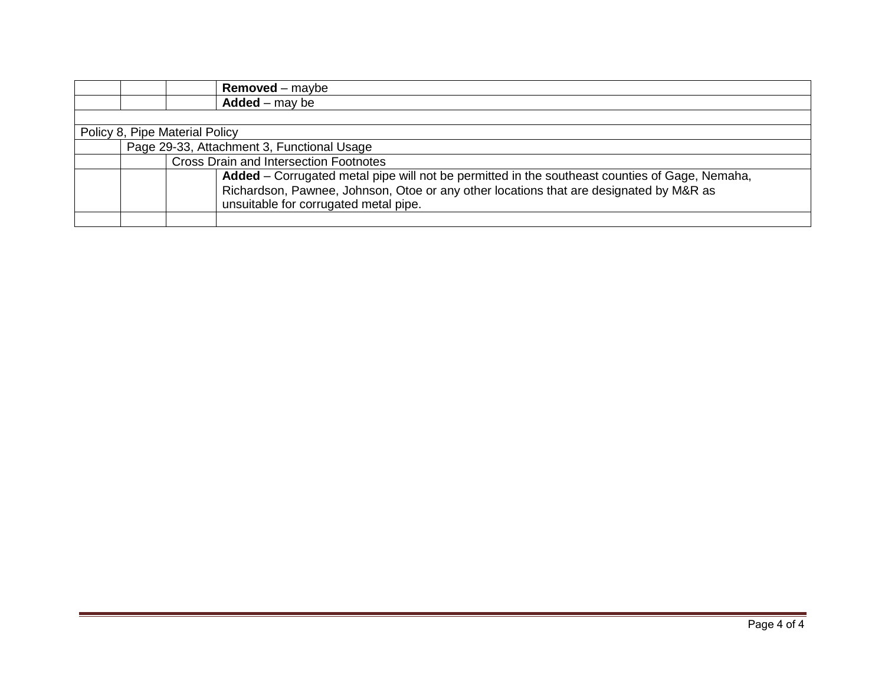| | | | |
|---|---|---|---|
| | | | **Removed** – maybe |
| | | | **Added** – may be |
| | | | |
| Policy 8, Pipe Material Policy | | | |
| | Page 29-33, Attachment 3, Functional Usage | | |
| | | Cross Drain and Intersection Footnotes | |
| | | | **Added** – Corrugated metal pipe will not be permitted in the southeast counties of Gage, Nemaha, Richardson, Pawnee, Johnson, Otoe or any other locations that are designated by M&R as unsuitable for corrugated metal pipe. |
| | | | |